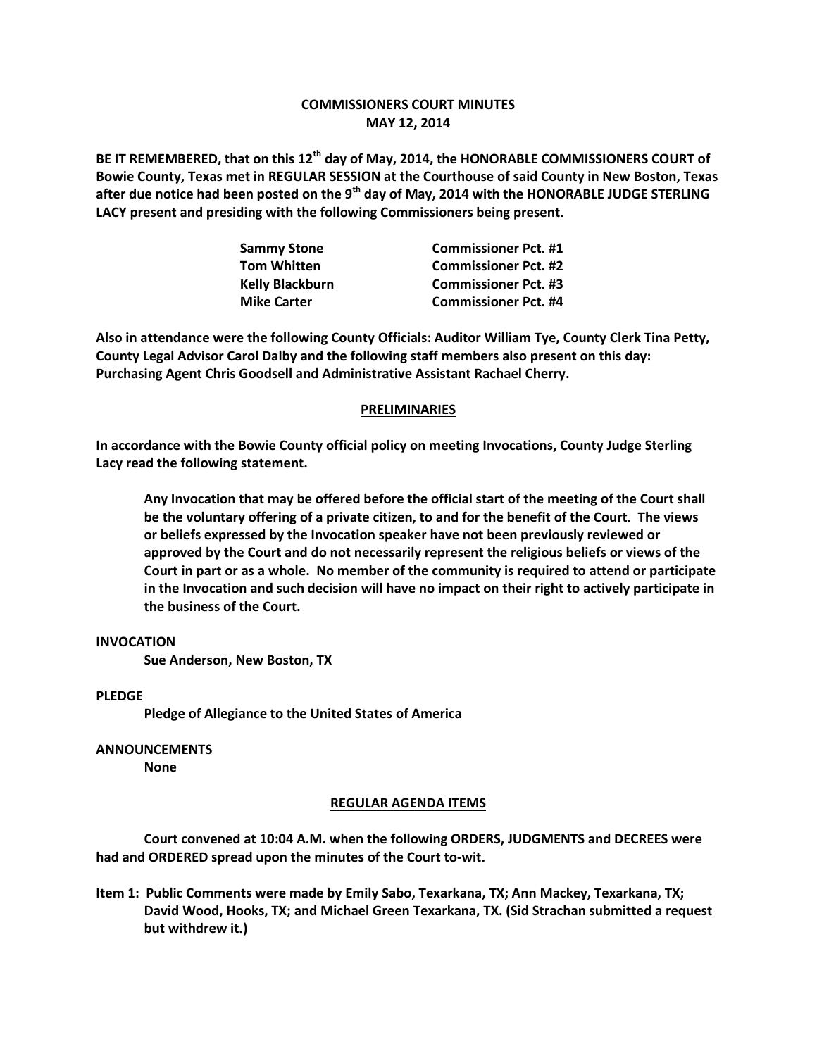# COMMISSIONERS COURT MINUTES
## MAY 12, 2014

**BE IT REMEMBERED, that on this 12th day of May, 2014, the HONORABLE COMMISSIONERS COURT of Bowie County, Texas met in REGULAR SESSION at the Courthouse of said County in New Boston, Texas after due notice had been posted on the 9th day of May, 2014 with the HONORABLE JUDGE STERLING LACY present and presiding with the following Commissioners being present.**

| | |
|---|---|
| **Sammy Stone** | **Commissioner Pct. #1** |
| **Tom Whitten** | **Commissioner Pct. #2** |
| **Kelly Blackburn** | **Commissioner Pct. #3** |
| **Mike Carter** | **Commissioner Pct. #4** |

**Also in attendance were the following County Officials: Auditor William Tye, County Clerk Tina Petty, County Legal Advisor Carol Dalby and the following staff members also present on this day: Purchasing Agent Chris Goodsell and Administrative Assistant Rachael Cherry.**

## PRELIMINARIES

**In accordance with the Bowie County official policy on meeting Invocations, County Judge Sterling Lacy read the following statement.**

> **Any Invocation that may be offered before the official start of the meeting of the Court shall be the voluntary offering of a private citizen, to and for the benefit of the Court. The views or beliefs expressed by the Invocation speaker have not been previously reviewed or approved by the Court and do not necessarily represent the religious beliefs or views of the Court in part or as a whole. No member of the community is required to attend or participate in the Invocation and such decision will have no impact on their right to actively participate in the business of the Court.**

**INVOCATION**

**Sue Anderson, New Boston, TX**

**PLEDGE**

**Pledge of Allegiance to the United States of America**

**ANNOUNCEMENTS**

**None**

## REGULAR AGENDA ITEMS

**Court convened at 10:04 A.M. when the following ORDERS, JUDGMENTS and DECREES were had and ORDERED spread upon the minutes of the Court to-wit.**

**Item 1: Public Comments were made by Emily Sabo, Texarkana, TX; Ann Mackey, Texarkana, TX; David Wood, Hooks, TX; and Michael Green Texarkana, TX. (Sid Strachan submitted a request but withdrew it.)**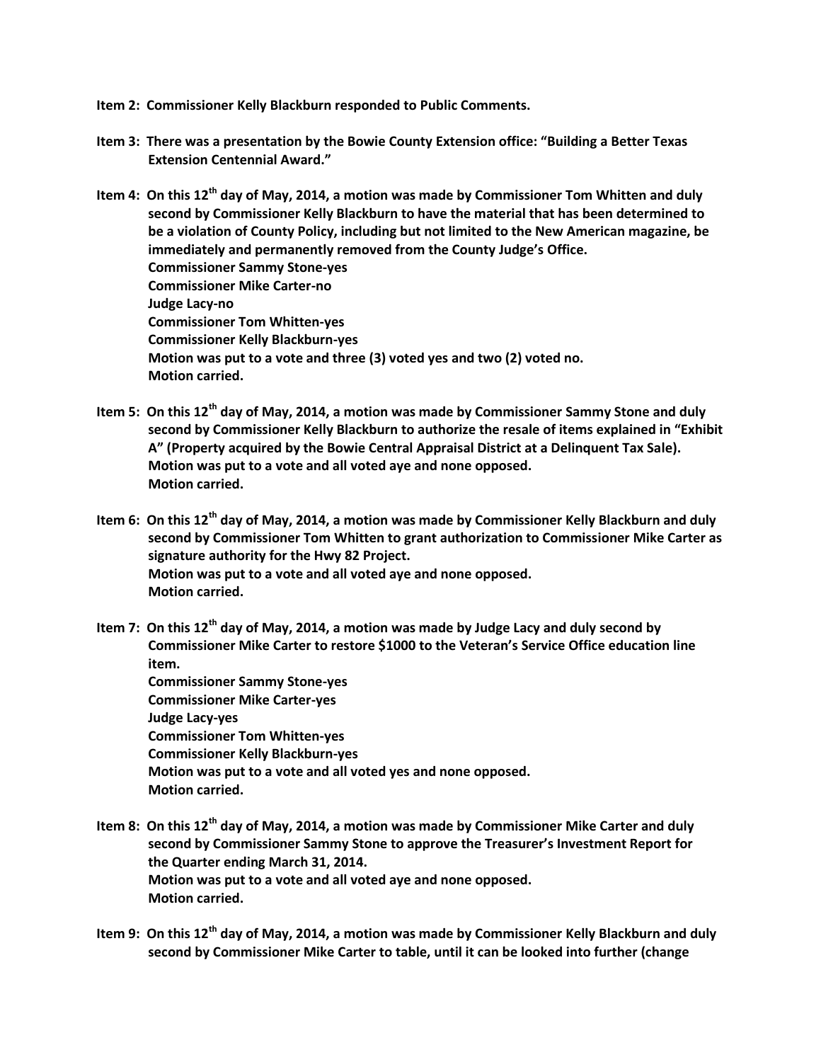**Item 2: Commissioner Kelly Blackburn responded to Public Comments.**

**Item 3: There was a presentation by the Bowie County Extension office: "Building a Better Texas Extension Centennial Award."**

**Item 4: On this 12th day of May, 2014, a motion was made by Commissioner Tom Whitten and duly second by Commissioner Kelly Blackburn to have the material that has been determined to be a violation of County Policy, including but not limited to the New American magazine, be immediately and permanently removed from the County Judge's Office.**
**Commissioner Sammy Stone-yes**
**Commissioner Mike Carter-no**
**Judge Lacy-no**
**Commissioner Tom Whitten-yes**
**Commissioner Kelly Blackburn-yes**
**Motion was put to a vote and three (3) voted yes and two (2) voted no.**
**Motion carried.**

**Item 5: On this 12th day of May, 2014, a motion was made by Commissioner Sammy Stone and duly second by Commissioner Kelly Blackburn to authorize the resale of items explained in "Exhibit A" (Property acquired by the Bowie Central Appraisal District at a Delinquent Tax Sale).**
**Motion was put to a vote and all voted aye and none opposed.**
**Motion carried.**

**Item 6: On this 12th day of May, 2014, a motion was made by Commissioner Kelly Blackburn and duly second by Commissioner Tom Whitten to grant authorization to Commissioner Mike Carter as signature authority for the Hwy 82 Project.**
**Motion was put to a vote and all voted aye and none opposed.**
**Motion carried.**

**Item 7: On this 12th day of May, 2014, a motion was made by Judge Lacy and duly second by Commissioner Mike Carter to restore $1000 to the Veteran's Service Office education line item.**
**Commissioner Sammy Stone-yes**
**Commissioner Mike Carter-yes**
**Judge Lacy-yes**
**Commissioner Tom Whitten-yes**
**Commissioner Kelly Blackburn-yes**
**Motion was put to a vote and all voted yes and none opposed.**
**Motion carried.**

**Item 8: On this 12th day of May, 2014, a motion was made by Commissioner Mike Carter and duly second by Commissioner Sammy Stone to approve the Treasurer's Investment Report for the Quarter ending March 31, 2014.**
**Motion was put to a vote and all voted aye and none opposed.**
**Motion carried.**

**Item 9: On this 12th day of May, 2014, a motion was made by Commissioner Kelly Blackburn and duly second by Commissioner Mike Carter to table, until it can be looked into further (change**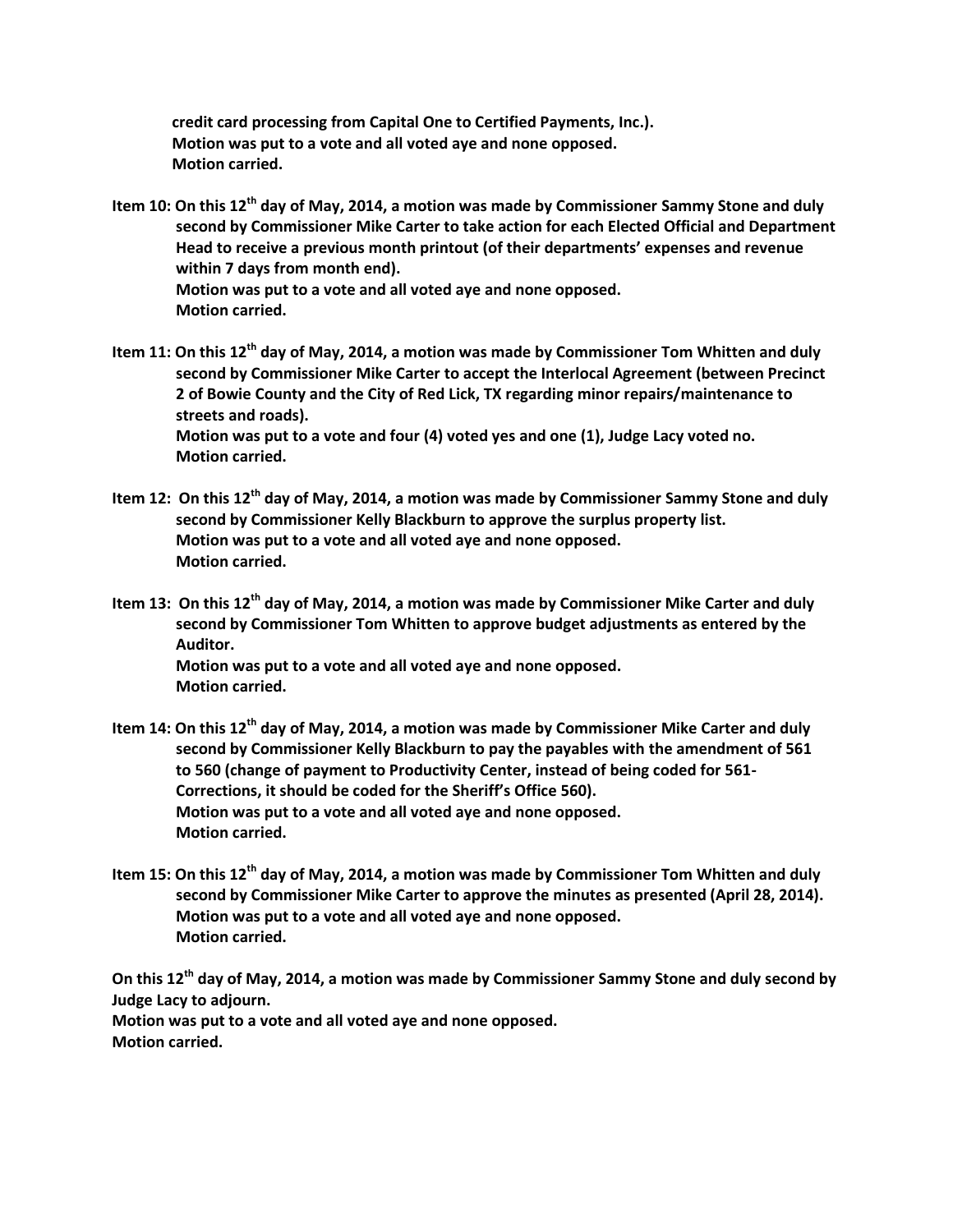**credit card processing from Capital One to Certified Payments, Inc.).**
**Motion was put to a vote and all voted aye and none opposed.**
**Motion carried.**

**Item 10: On this 12th day of May, 2014, a motion was made by Commissioner Sammy Stone and duly second by Commissioner Mike Carter to take action for each Elected Official and Department Head to receive a previous month printout (of their departments' expenses and revenue within 7 days from month end).**
**Motion was put to a vote and all voted aye and none opposed.**
**Motion carried.**

**Item 11: On this 12th day of May, 2014, a motion was made by Commissioner Tom Whitten and duly second by Commissioner Mike Carter to accept the Interlocal Agreement (between Precinct 2 of Bowie County and the City of Red Lick, TX regarding minor repairs/maintenance to streets and roads).**
**Motion was put to a vote and four (4) voted yes and one (1), Judge Lacy voted no.**
**Motion carried.**

**Item 12: On this 12th day of May, 2014, a motion was made by Commissioner Sammy Stone and duly second by Commissioner Kelly Blackburn to approve the surplus property list.**
**Motion was put to a vote and all voted aye and none opposed.**
**Motion carried.**

**Item 13: On this 12th day of May, 2014, a motion was made by Commissioner Mike Carter and duly second by Commissioner Tom Whitten to approve budget adjustments as entered by the Auditor.**
**Motion was put to a vote and all voted aye and none opposed.**
**Motion carried.**

**Item 14: On this 12th day of May, 2014, a motion was made by Commissioner Mike Carter and duly second by Commissioner Kelly Blackburn to pay the payables with the amendment of 561 to 560 (change of payment to Productivity Center, instead of being coded for 561-Corrections, it should be coded for the Sheriff's Office 560).**
**Motion was put to a vote and all voted aye and none opposed.**
**Motion carried.**

**Item 15: On this 12th day of May, 2014, a motion was made by Commissioner Tom Whitten and duly second by Commissioner Mike Carter to approve the minutes as presented (April 28, 2014).**
**Motion was put to a vote and all voted aye and none opposed.**
**Motion carried.**

**On this 12th day of May, 2014, a motion was made by Commissioner Sammy Stone and duly second by Judge Lacy to adjourn.**
**Motion was put to a vote and all voted aye and none opposed.**
**Motion carried.**